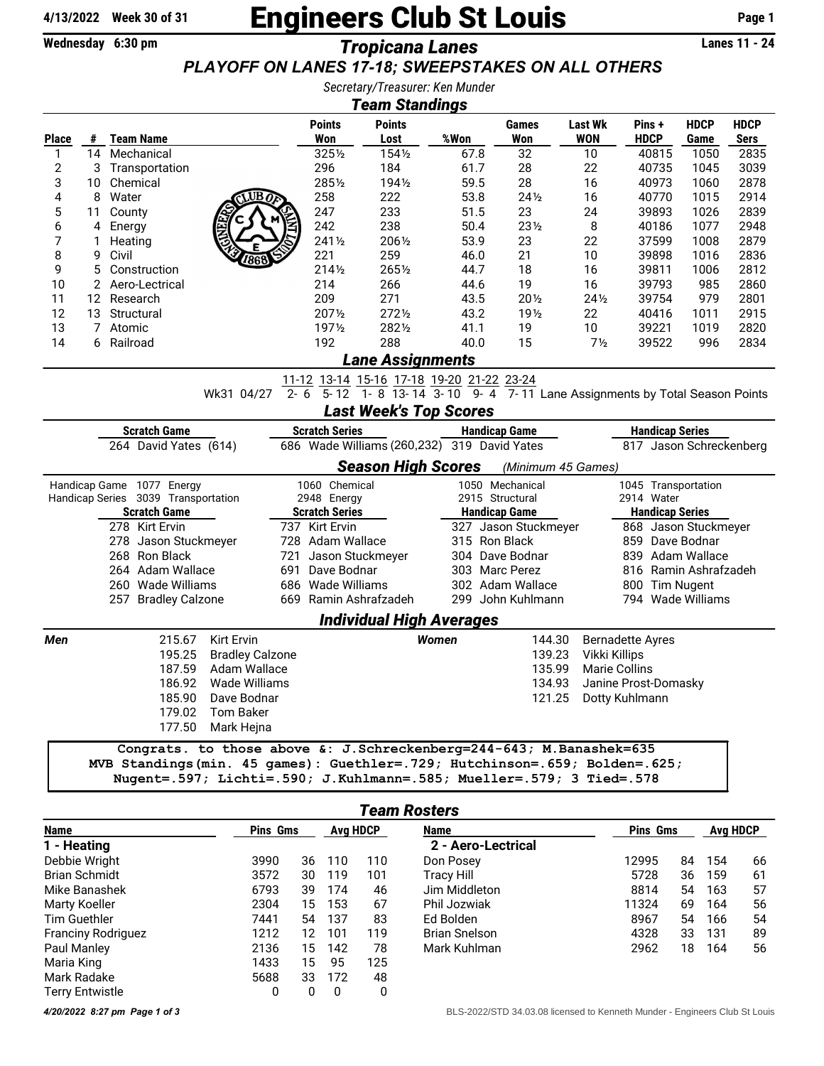4/13/2022 Week 30 of 31

# Engineers Club St Louis

Wednesday 6:30 pm

## Tropicana Lanes

Lanes 11 - 24

*PLAYOFF ON LANES 17-18; SWEEPSTAKES ON ALL OTHERS*

*Secretary/Treasurer: Ken Munder*

### Team Standings

| Place | # | Team Name | Points Won | Points Lost | %Won | Games Won | Last Wk WON | Pins + HDCP | HDCP Game | HDCP Sers |
|---|---|---|---|---|---|---|---|---|---|---|
| 1 | 14 | Mechanical | 325½ | 154½ | 67.8 | 32 | 10 | 40815 | 1050 | 2835 |
| 2 | 3 | Transportation | 296 | 184 | 61.7 | 28 | 22 | 40735 | 1045 | 3039 |
| 3 | 10 | Chemical | 285½ | 194½ | 59.5 | 28 | 16 | 40973 | 1060 | 2878 |
| 4 | 8 | Water | 258 | 222 | 53.8 | 24½ | 16 | 40770 | 1015 | 2914 |
| 5 | 11 | County | 247 | 233 | 51.5 | 23 | 24 | 39893 | 1026 | 2839 |
| 6 | 4 | Energy | 242 | 238 | 50.4 | 23½ | 8 | 40186 | 1077 | 2948 |
| 7 | 1 | Heating | 241½ | 206½ | 53.9 | 23 | 22 | 37599 | 1008 | 2879 |
| 8 | 9 | Civil | 221 | 259 | 46.0 | 21 | 10 | 39898 | 1016 | 2836 |
| 9 | 5 | Construction | 214½ | 265½ | 44.7 | 18 | 16 | 39811 | 1006 | 2812 |
| 10 | 2 | Aero-Lectrical | 214 | 266 | 44.6 | 19 | 16 | 39793 | 985 | 2860 |
| 11 | 12 | Research | 209 | 271 | 43.5 | 20½ | 24½ | 39754 | 979 | 2801 |
| 12 | 13 | Structural | 207½ | 272½ | 43.2 | 19½ | 22 | 40416 | 1011 | 2915 |
| 13 | 7 | Atomic | 197½ | 282½ | 41.1 | 19 | 10 | 39221 | 1019 | 2820 |
| 14 | 6 | Railroad | 192 | 288 | 40.0 | 15 | 7½ | 39522 | 996 | 2834 |

### Lane Assignments

| | 11-12 | 13-14 | 15-16 | 17-18 | 19-20 | 21-22 | 23-24 | |
|---|---|---|---|---|---|---|---|---|
| Wk31 04/27 | 2- 6 | 5- 12 | 1- 8 | 13- 14 | 3- 10 | 9- 4 | 7- 11 | Lane Assignments by Total Season Points |

### Last Week's Top Scores

| Scratch Game | Scratch Series | Handicap Game | Handicap Series |
|---|---|---|---|
| 264 David Yates (614) | 686 Wade Williams (260,232) | 319 David Yates | 817 Jason Schreckenberg |

### Season High Scores *(Minimum 45 Games)*

| | | | | |
|---|---|---|---|---|
| Handicap Game | 1077 Energy | 1060 Chemical | 1050 Mechanical | 1045 Transportation |
| Handicap Series | 3039 Transportation | 2948 Energy | 2915 Structural | 2914 Water |

| Scratch Game | Scratch Series | Handicap Game | Handicap Series |
|---|---|---|---|
| 278 Kirt Ervin | 737 Kirt Ervin | 327 Jason Stuckmeyer | 868 Jason Stuckmeyer |
| 278 Jason Stuckmeyer | 728 Adam Wallace | 315 Ron Black | 859 Dave Bodnar |
| 268 Ron Black | 721 Jason Stuckmeyer | 304 Dave Bodnar | 839 Adam Wallace |
| 264 Adam Wallace | 691 Dave Bodnar | 303 Marc Perez | 816 Ramin Ashrafzadeh |
| 260 Wade Williams | 686 Wade Williams | 302 Adam Wallace | 800 Tim Nugent |
| 257 Bradley Calzone | 669 Ramin Ashrafzadeh | 299 John Kuhlmann | 794 Wade Williams |

### Individual High Averages

| Men | | Women | |
|---|---|---|---|
| 215.67 | Kirt Ervin | 144.30 | Bernadette Ayres |
| 195.25 | Bradley Calzone | 139.23 | Vikki Killips |
| 187.59 | Adam Wallace | 135.99 | Marie Collins |
| 186.92 | Wade Williams | 134.93 | Janine Prost-Domasky |
| 185.90 | Dave Bodnar | 121.25 | Dotty Kuhlmann |
| 179.02 | Tom Baker | | |
| 177.50 | Mark Hejna | | |

```
Congrats. to those above &: J.Schreckenberg=244-643; M.Banashek=635
MVB Standings(min. 45 games): Guethler=.729; Hutchinson=.659; Bolden=.625;
Nugent=.597; Lichti=.590; J.Kuhlmann=.585; Mueller=.579; 3 Tied=.578
```

### Team Rosters

| Name | Pins | Gms | Avg | HDCP |
|---|---|---|---|---|
| **1 - Heating** | | | | |
| Debbie Wright | 3990 | 36 | 110 | 110 |
| Brian Schmidt | 3572 | 30 | 119 | 101 |
| Mike Banashek | 6793 | 39 | 174 | 46 |
| Marty Koeller | 2304 | 15 | 153 | 67 |
| Tim Guethler | 7441 | 54 | 137 | 83 |
| Franciny Rodriguez | 1212 | 12 | 101 | 119 |
| Paul Manley | 2136 | 15 | 142 | 78 |
| Maria King | 1433 | 15 | 95 | 125 |
| Mark Radake | 5688 | 33 | 172 | 48 |
| Terry Entwistle | 0 | 0 | 0 | 0 |

| Name | Pins | Gms | Avg | HDCP |
|---|---|---|---|---|
| **2 - Aero-Lectrical** | | | | |
| Don Posey | 12995 | 84 | 154 | 66 |
| Tracy Hill | 5728 | 36 | 159 | 61 |
| Jim Middleton | 8814 | 54 | 163 | 57 |
| Phil Jozwiak | 11324 | 69 | 164 | 56 |
| Ed Bolden | 8967 | 54 | 166 | 54 |
| Brian Snelson | 4328 | 33 | 131 | 89 |
| Mark Kuhlman | 2962 | 18 | 164 | 56 |

*4/20/2022 8:27 pm*

BLS-2022/STD 34.03.08 licensed to Kenneth Munder - Engineers Club St Louis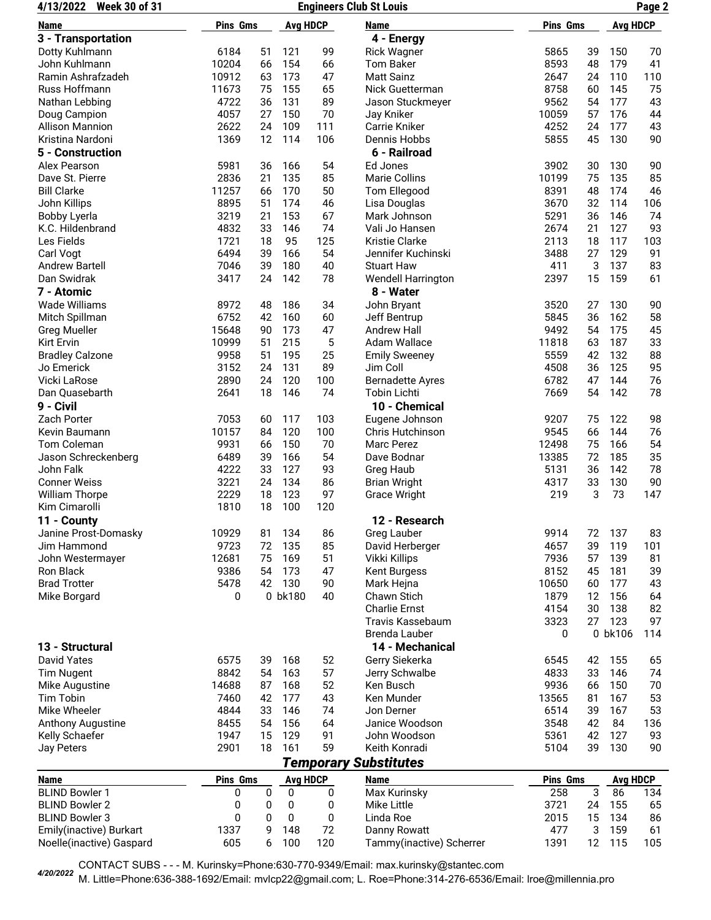| Name | Pins | Gms | Avg | HDCP |
|---|---|---|---|---|
| **3 - Transportation** | | | | |
| Dotty Kuhlmann | 6184 | 51 | 121 | 99 |
| John Kuhlmann | 10204 | 66 | 154 | 66 |
| Ramin Ashrafzadeh | 10912 | 63 | 173 | 47 |
| Russ Hoffmann | 11673 | 75 | 155 | 65 |
| Nathan Lebbing | 4722 | 36 | 131 | 89 |
| Doug Campion | 4057 | 27 | 150 | 70 |
| Allison Mannion | 2622 | 24 | 109 | 111 |
| Kristina Nardoni | 1369 | 12 | 114 | 106 |
| **4 - Energy** | | | | |
| Rick Wagner | 5865 | 39 | 150 | 70 |
| Tom Baker | 8593 | 48 | 179 | 41 |
| Matt Sainz | 2647 | 24 | 110 | 110 |
| Nick Guetterman | 8758 | 60 | 145 | 75 |
| Jason Stuckmeyer | 9562 | 54 | 177 | 43 |
| Jay Kniker | 10059 | 57 | 176 | 44 |
| Carrie Kniker | 4252 | 24 | 177 | 43 |
| Dennis Hobbs | 5855 | 45 | 130 | 90 |
| **5 - Construction** | | | | |
| Alex Pearson | 5981 | 36 | 166 | 54 |
| Dave St. Pierre | 2836 | 21 | 135 | 85 |
| Bill Clarke | 11257 | 66 | 170 | 50 |
| John Killips | 8895 | 51 | 174 | 46 |
| Bobby Lyerla | 3219 | 21 | 153 | 67 |
| K.C. Hildenbrand | 4832 | 33 | 146 | 74 |
| Les Fields | 1721 | 18 | 95 | 125 |
| Carl Vogt | 6494 | 39 | 166 | 54 |
| Andrew Bartell | 7046 | 39 | 180 | 40 |
| Dan Swidrak | 3417 | 24 | 142 | 78 |
| **6 - Railroad** | | | | |
| Ed Jones | 3902 | 30 | 130 | 90 |
| Marie Collins | 10199 | 75 | 135 | 85 |
| Tom Ellegood | 8391 | 48 | 174 | 46 |
| Lisa Douglas | 3670 | 32 | 114 | 106 |
| Mark Johnson | 5291 | 36 | 146 | 74 |
| Vali Jo Hansen | 2674 | 21 | 127 | 93 |
| Kristie Clarke | 2113 | 18 | 117 | 103 |
| Jennifer Kuchinski | 3488 | 27 | 129 | 91 |
| Stuart Haw | 411 | 3 | 137 | 83 |
| Wendell Harrington | 2397 | 15 | 159 | 61 |
| **7 - Atomic** | | | | |
| Wade Williams | 8972 | 48 | 186 | 34 |
| Mitch Spillman | 6752 | 42 | 160 | 60 |
| Greg Mueller | 15648 | 90 | 173 | 47 |
| Kirt Ervin | 10999 | 51 | 215 | 5 |
| Bradley Calzone | 9958 | 51 | 195 | 25 |
| Jo Emerick | 3152 | 24 | 131 | 89 |
| Vicki LaRose | 2890 | 24 | 120 | 100 |
| Dan Quasebarth | 2641 | 18 | 146 | 74 |
| **8 - Water** | | | | |
| John Bryant | 3520 | 27 | 130 | 90 |
| Jeff Bentrup | 5845 | 36 | 162 | 58 |
| Andrew Hall | 9492 | 54 | 175 | 45 |
| Adam Wallace | 11818 | 63 | 187 | 33 |
| Emily Sweeney | 5559 | 42 | 132 | 88 |
| Jim Coll | 4508 | 36 | 125 | 95 |
| Bernadette Ayres | 6782 | 47 | 144 | 76 |
| Tobin Lichti | 7669 | 54 | 142 | 78 |
| **9 - Civil** | | | | |
| Zach Porter | 7053 | 60 | 117 | 103 |
| Kevin Baumann | 10157 | 84 | 120 | 100 |
| Tom Coleman | 9931 | 66 | 150 | 70 |
| Jason Schreckenberg | 6489 | 39 | 166 | 54 |
| John Falk | 4222 | 33 | 127 | 93 |
| Conner Weiss | 3221 | 24 | 134 | 86 |
| William Thorpe | 2229 | 18 | 123 | 97 |
| Kim Cimarolli | 1810 | 18 | 100 | 120 |
| **10 - Chemical** | | | | |
| Eugene Johnson | 9207 | 75 | 122 | 98 |
| Chris Hutchinson | 9545 | 66 | 144 | 76 |
| Marc Perez | 12498 | 75 | 166 | 54 |
| Dave Bodnar | 13385 | 72 | 185 | 35 |
| Greg Haub | 5131 | 36 | 142 | 78 |
| Brian Wright | 4317 | 33 | 130 | 90 |
| Grace Wright | 219 | 3 | 73 | 147 |
| **11 - County** | | | | |
| Janine Prost-Domasky | 10929 | 81 | 134 | 86 |
| Jim Hammond | 9723 | 72 | 135 | 85 |
| John Westermayer | 12681 | 75 | 169 | 51 |
| Ron Black | 9386 | 54 | 173 | 47 |
| Brad Trotter | 5478 | 42 | 130 | 90 |
| Mike Borgard | 0 | 0 | bk180 | 40 |
| **12 - Research** | | | | |
| Greg Lauber | 9914 | 72 | 137 | 83 |
| David Herberger | 4657 | 39 | 119 | 101 |
| Vikki Killips | 7936 | 57 | 139 | 81 |
| Kent Burgess | 8152 | 45 | 181 | 39 |
| Mark Hejna | 10650 | 60 | 177 | 43 |
| Chawn Stich | 1879 | 12 | 156 | 64 |
| Charlie Ernst | 4154 | 30 | 138 | 82 |
| Travis Kassebaum | 3323 | 27 | 123 | 97 |
| Brenda Lauber | 0 | 0 | bk106 | 114 |
| **13 - Structural** | | | | |
| David Yates | 6575 | 39 | 168 | 52 |
| Tim Nugent | 8842 | 54 | 163 | 57 |
| Mike Augustine | 14688 | 87 | 168 | 52 |
| Tim Tobin | 7460 | 42 | 177 | 43 |
| Mike Wheeler | 4844 | 33 | 146 | 74 |
| Anthony Augustine | 8455 | 54 | 156 | 64 |
| Kelly Schaefer | 1947 | 15 | 129 | 91 |
| Jay Peters | 2901 | 18 | 161 | 59 |
| **14 - Mechanical** | | | | |
| Gerry Siekerka | 6545 | 42 | 155 | 65 |
| Jerry Schwalbe | 4833 | 33 | 146 | 74 |
| Ken Busch | 9936 | 66 | 150 | 70 |
| Ken Munder | 13565 | 81 | 167 | 53 |
| Jon Derner | 6514 | 39 | 167 | 53 |
| Janice Woodson | 3548 | 42 | 84 | 136 |
| John Woodson | 5361 | 42 | 127 | 93 |
| Keith Konradi | 5104 | 39 | 130 | 90 |

## *Temporary Substitutes*

| Name | Pins | Gms | Avg | HDCP |
|---|---|---|---|---|
| BLIND Bowler 1 | 0 | 0 | 0 | 0 |
| BLIND Bowler 2 | 0 | 0 | 0 | 0 |
| BLIND Bowler 3 | 0 | 0 | 0 | 0 |
| Emily(inactive) Burkart | 1337 | 9 | 148 | 72 |
| Noelle(inactive) Gaspard | 605 | 6 | 100 | 120 |
| Max Kurinsky | 258 | 3 | 86 | 134 |
| Mike Little | 3721 | 24 | 155 | 65 |
| Linda Roe | 2015 | 15 | 134 | 86 |
| Danny Rowatt | 477 | 3 | 159 | 61 |
| Tammy(inactive) Scherrer | 1391 | 12 | 115 | 105 |

*4/20/2022* CONTACT SUBS - - - M. Kurinsky=Phone:630-770-9349/Email: max.kurinsky@stantec.com
M. Little=Phone:636-388-1692/Email: mvlcp22@gmail.com; L. Roe=Phone:314-276-6536/Email: lroe@millennia.pro